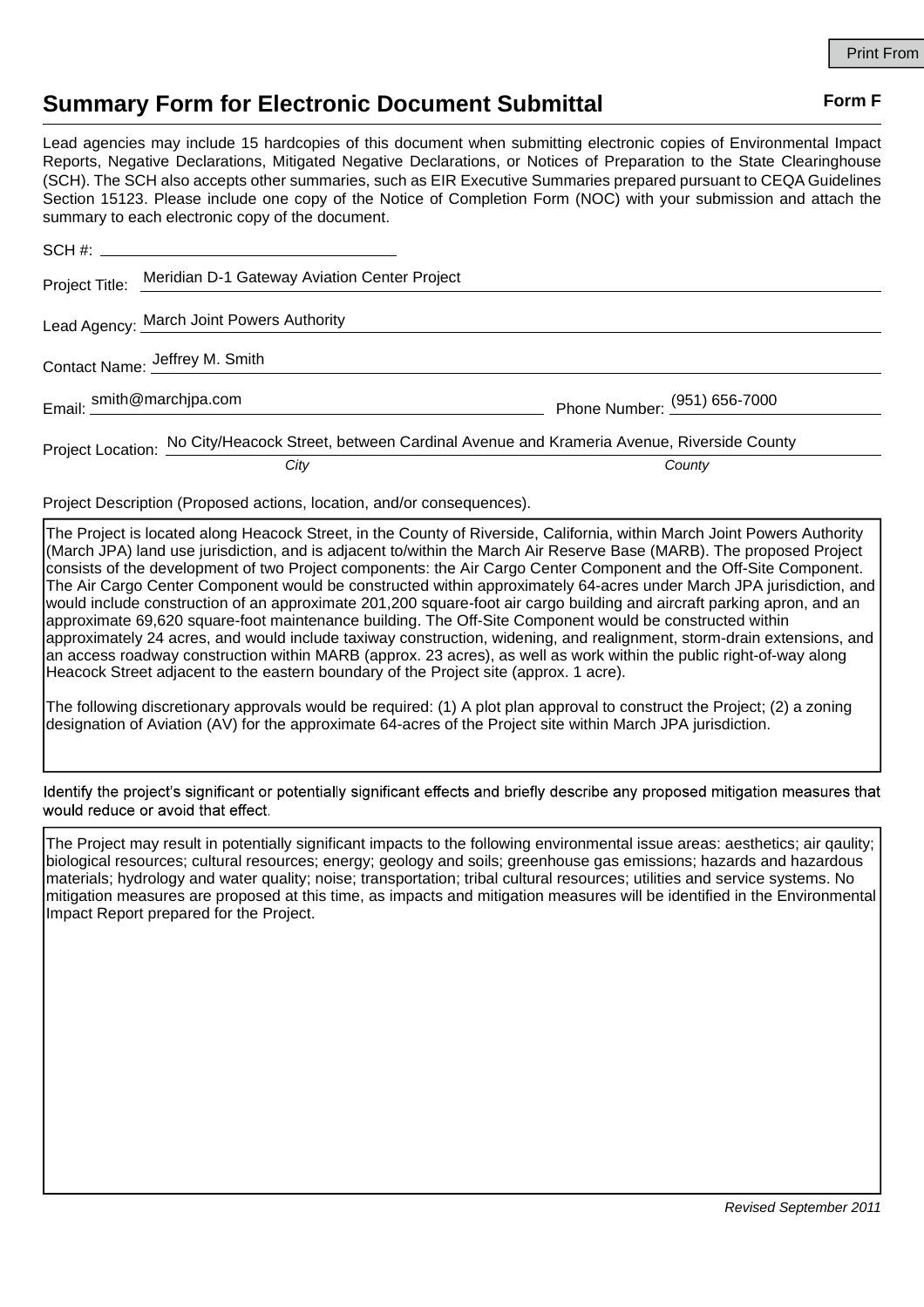# Summary Form for Electronic Document Submittal

**Form F**

Lead agencies may include 15 hardcopies of this document when submitting electronic copies of Environmental Impact Reports, Negative Declarations, Mitigated Negative Declarations, or Notices of Preparation to the State Clearinghouse (SCH). The SCH also accepts other summaries, such as EIR Executive Summaries prepared pursuant to CEQA Guidelines Section 15123. Please include one copy of the Notice of Completion Form (NOC) with your submission and attach the summary to each electronic copy of the document.

SCH #: 

Project Title: Meridian D-1 Gateway Aviation Center Project

Lead Agency: March Joint Powers Authority

Contact Name: Jeffrey M. Smith

Email: smith@marchjpa.com Phone Number: (951) 656-7000

Project Location: No City/Heacock Street, between Cardinal Avenue and Krameria Avenue, Riverside County

*City* *County*

Project Description (Proposed actions, location, and/or consequences).

The Project is located along Heacock Street, in the County of Riverside, California, within March Joint Powers Authority (March JPA) land use jurisdiction, and is adjacent to/within the March Air Reserve Base (MARB). The proposed Project consists of the development of two Project components: the Air Cargo Center Component and the Off-Site Component. The Air Cargo Center Component would be constructed within approximately 64-acres under March JPA jurisdiction, and would include construction of an approximate 201,200 square-foot air cargo building and aircraft parking apron, and an approximate 69,620 square-foot maintenance building. The Off-Site Component would be constructed within approximately 24 acres, and would include taxiway construction, widening, and realignment, storm-drain extensions, and an access roadway construction within MARB (approx. 23 acres), as well as work within the public right-of-way along Heacock Street adjacent to the eastern boundary of the Project site (approx. 1 acre).

The following discretionary approvals would be required: (1) A plot plan approval to construct the Project; (2) a zoning designation of Aviation (AV) for the approximate 64-acres of the Project site within March JPA jurisdiction.

Identify the project's significant or potentially significant effects and briefly describe any proposed mitigation measures that would reduce or avoid that effect.

The Project may result in potentially significant impacts to the following environmental issue areas: aesthetics; air qaulity; biological resources; cultural resources; energy; geology and soils; greenhouse gas emissions; hazards and hazardous materials; hydrology and water quality; noise; transportation; tribal cultural resources; utilities and service systems. No mitigation measures are proposed at this time, as impacts and mitigation measures will be identified in the Environmental Impact Report prepared for the Project.

*Revised September 2011*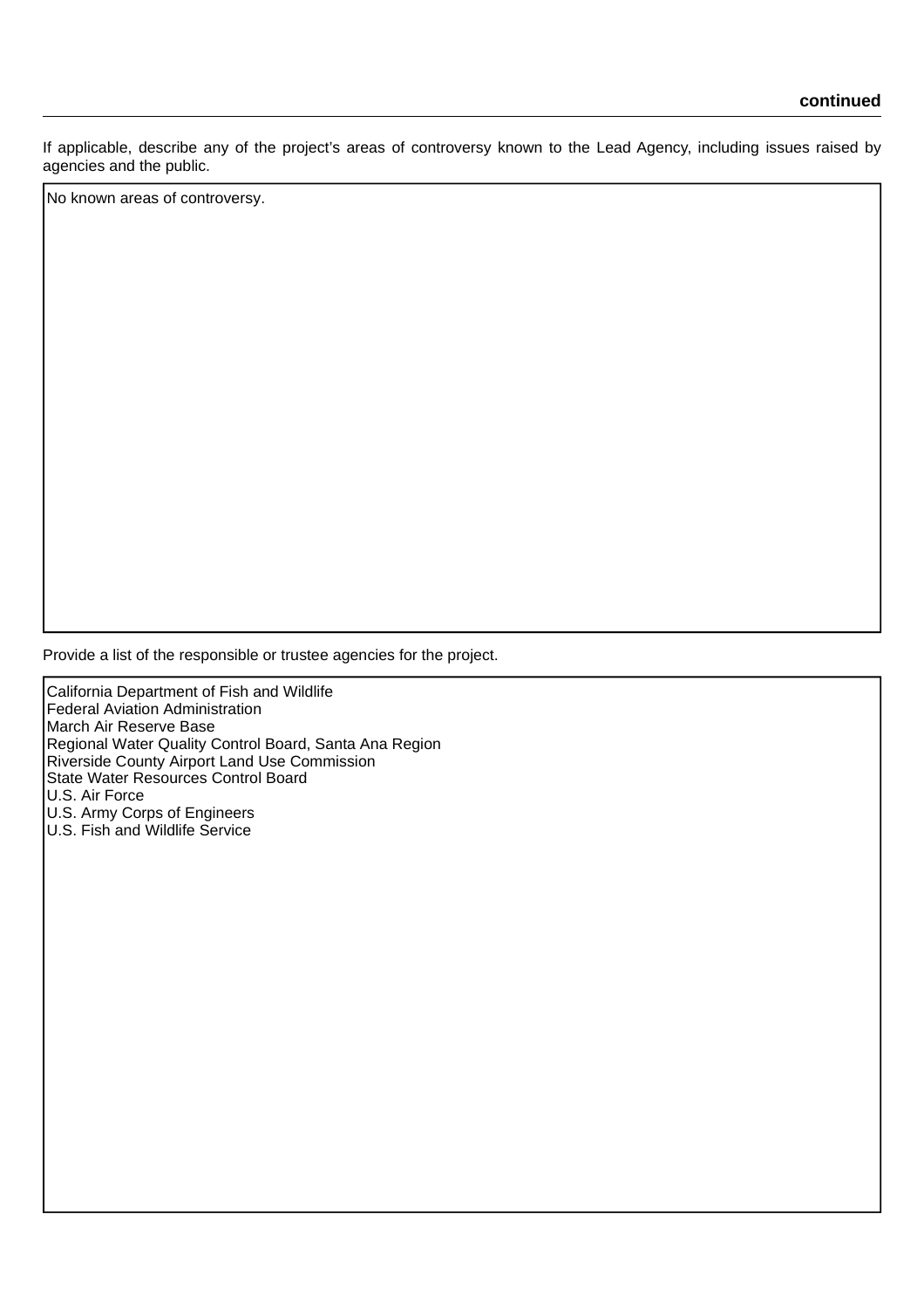**continued**

If applicable, describe any of the project's areas of controversy known to the Lead Agency, including issues raised by agencies and the public.

No known areas of controversy.

Provide a list of the responsible or trustee agencies for the project.

California Department of Fish and Wildlife
Federal Aviation Administration
March Air Reserve Base
Regional Water Quality Control Board, Santa Ana Region
Riverside County Airport Land Use Commission
State Water Resources Control Board
U.S. Air Force
U.S. Army Corps of Engineers
U.S. Fish and Wildlife Service